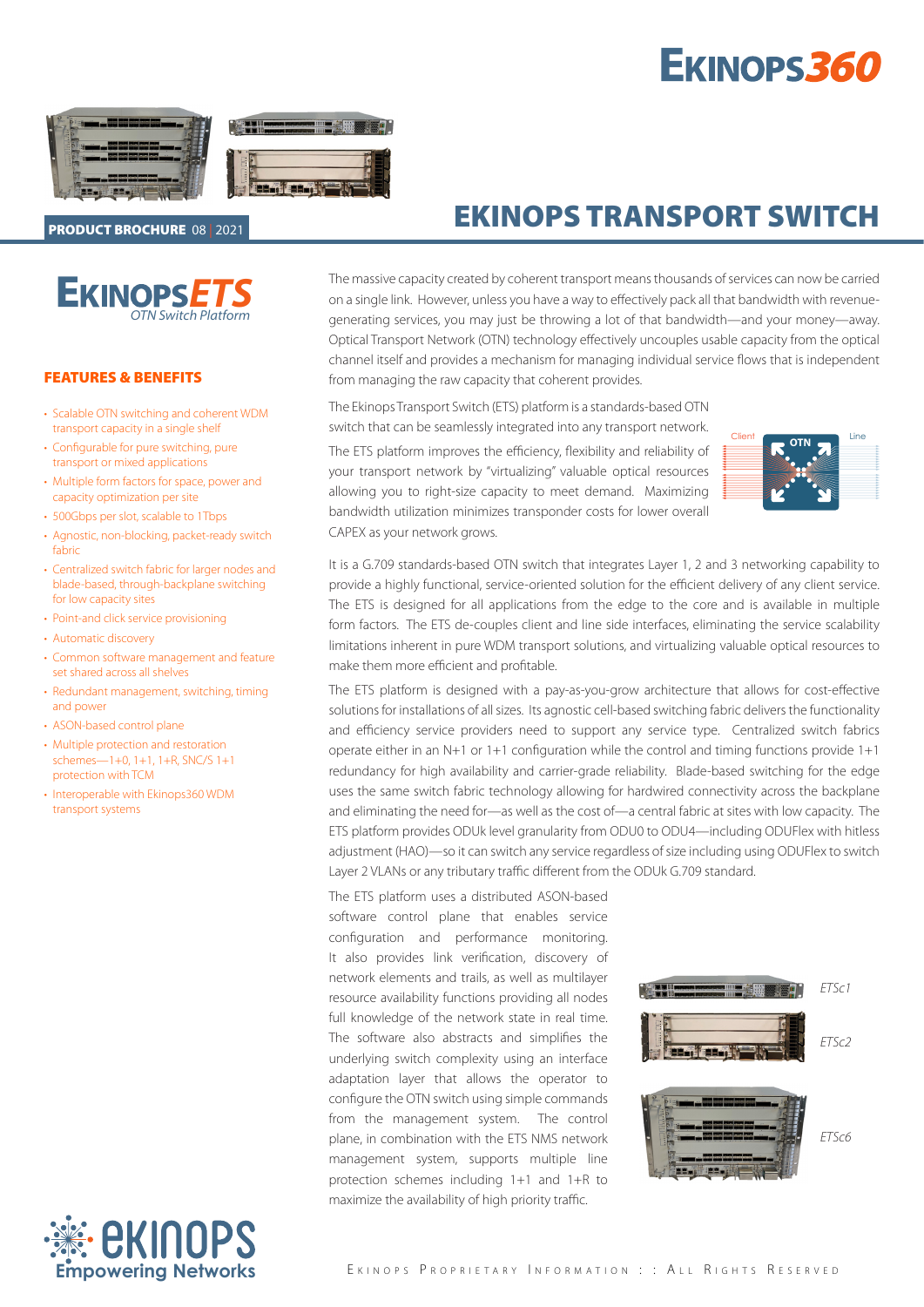# EKINOPS TRANSPORT SWITCH

**PRODUCT BROCHURE** 08 | 2021

EKINOPS ETS
*OTN Switch Platform*

## FEATURES & BENEFITS

- Scalable OTN switching and coherent WDM transport capacity in a single shelf
- Configurable for pure switching, pure transport or mixed applications
- Multiple form factors for space, power and capacity optimization per site
- 500Gbps per slot, scalable to 1Tbps
- Agnostic, non-blocking, packet-ready switch fabric
- Centralized switch fabric for larger nodes and blade-based, through-backplane switching for low capacity sites
- Point-and click service provisioning
- Automatic discovery
- Common software management and feature set shared across all shelves
- Redundant management, switching, timing and power
- ASON-based control plane
- Multiple protection and restoration schemes—1+0, 1+1, 1+R, SNC/S 1+1 protection with TCM
- Interoperable with Ekinops360 WDM transport systems

The massive capacity created by coherent transport means thousands of services can now be carried on a single link. However, unless you have a way to effectively pack all that bandwidth with revenue-generating services, you may just be throwing a lot of that bandwidth—and your money—away. Optical Transport Network (OTN) technology effectively uncouples usable capacity from the optical channel itself and provides a mechanism for managing individual service flows that is independent from managing the raw capacity that coherent provides.

The Ekinops Transport Switch (ETS) platform is a standards-based OTN switch that can be seamlessly integrated into any transport network.

The ETS platform improves the efficiency, flexibility and reliability of your transport network by "virtualizing" valuable optical resources allowing you to right-size capacity to meet demand. Maximizing bandwidth utilization minimizes transponder costs for lower overall CAPEX as your network grows.

It is a G.709 standards-based OTN switch that integrates Layer 1, 2 and 3 networking capability to provide a highly functional, service-oriented solution for the efficient delivery of any client service. The ETS is designed for all applications from the edge to the core and is available in multiple form factors. The ETS de-couples client and line side interfaces, eliminating the service scalability limitations inherent in pure WDM transport solutions, and virtualizing valuable optical resources to make them more efficient and profitable.

The ETS platform is designed with a pay-as-you-grow architecture that allows for cost-effective solutions for installations of all sizes. Its agnostic cell-based switching fabric delivers the functionality and efficiency service providers need to support any service type. Centralized switch fabrics operate either in an N+1 or 1+1 configuration while the control and timing functions provide 1+1 redundancy for high availability and carrier-grade reliability. Blade-based switching for the edge uses the same switch fabric technology allowing for hardwired connectivity across the backplane and eliminating the need for—as well as the cost of—a central fabric at sites with low capacity. The ETS platform provides ODUk level granularity from ODU0 to ODU4—including ODUFlex with hitless adjustment (HAO)—so it can switch any service regardless of size including using ODUFlex to switch Layer 2 VLANs or any tributary traffic different from the ODUk G.709 standard.

The ETS platform uses a distributed ASON-based software control plane that enables service configuration and performance monitoring. It also provides link verification, discovery of network elements and trails, as well as multilayer resource availability functions providing all nodes full knowledge of the network state in real time. The software also abstracts and simplifies the underlying switch complexity using an interface adaptation layer that allows the operator to configure the OTN switch using simple commands from the management system. The control plane, in combination with the ETS NMS network management system, supports multiple line protection schemes including 1+1 and 1+R to maximize the availability of high priority traffic.

*ETSc1*

*ETSc2*

*ETSc6*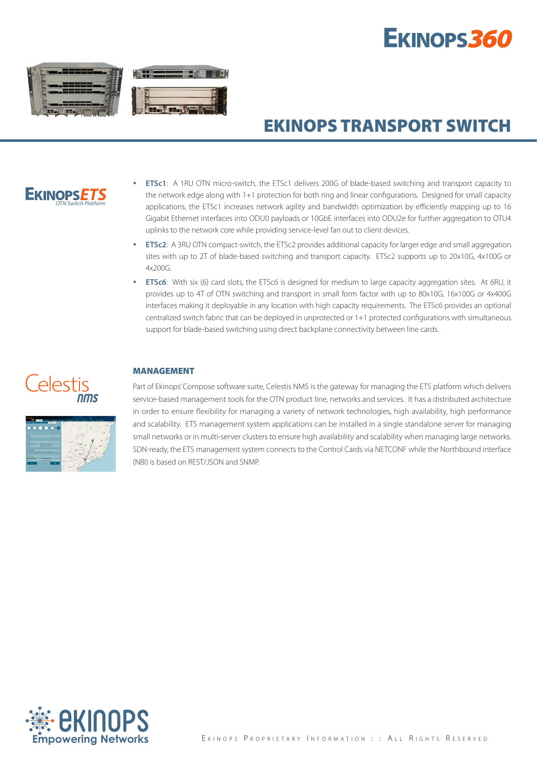# EKINOPS TRANSPORT SWITCH

EKINOPS ETS
OTN Switch Platform

- **ETSc1**: A 1RU OTN micro-switch, the ETSc1 delivers 200G of blade-based switching and transport capacity to the network edge along with 1+1 protection for both ring and linear configurations. Designed for small capacity applications, the ETSc1 increases network agility and bandwidth optimization by efficiently mapping up to 16 Gigabit Ethernet interfaces into ODU0 payloads or 10GbE interfaces into ODU2e for further aggregation to OTU4 uplinks to the network core while providing service-level fan out to client devices.
- **ETSc2**: A 3RU OTN compact-switch, the ETSc2 provides additional capacity for larger edge and small aggregation sites with up to 2T of blade-based switching and transport capacity. ETSc2 supports up to 20x10G, 4x100G or 4x200G.
- **ETSc6**: With six (6) card slots, the ETSc6 is designed for medium to large capacity aggregation sites. At 6RU, it provides up to 4T of OTN switching and transport in small form factor with up to 80x10G, 16x100G or 4x400G interfaces making it deployable in any location with high capacity requirements. The ETSc6 provides an optional centralized switch fabric that can be deployed in unprotected or 1+1 protected configurations with simultaneous support for blade-based switching using direct backplane connectivity between line cards.

Celestis nms

## MANAGEMENT

Part of Ekinops' Compose software suite, Celestis NMS is the gateway for managing the ETS platform which delivers service-based management tools for the OTN product line, networks and services. It has a distributed architecture in order to ensure flexibility for managing a variety of network technologies, high availability, high performance and scalability. ETS management system applications can be installed in a single standalone server for managing small networks or in multi-server clusters to ensure high availability and scalability when managing large networks. SDN-ready, the ETS management system connects to the Control Cards via NETCONF while the Northbound interface (NBI) is based on REST/JSON and SNMP.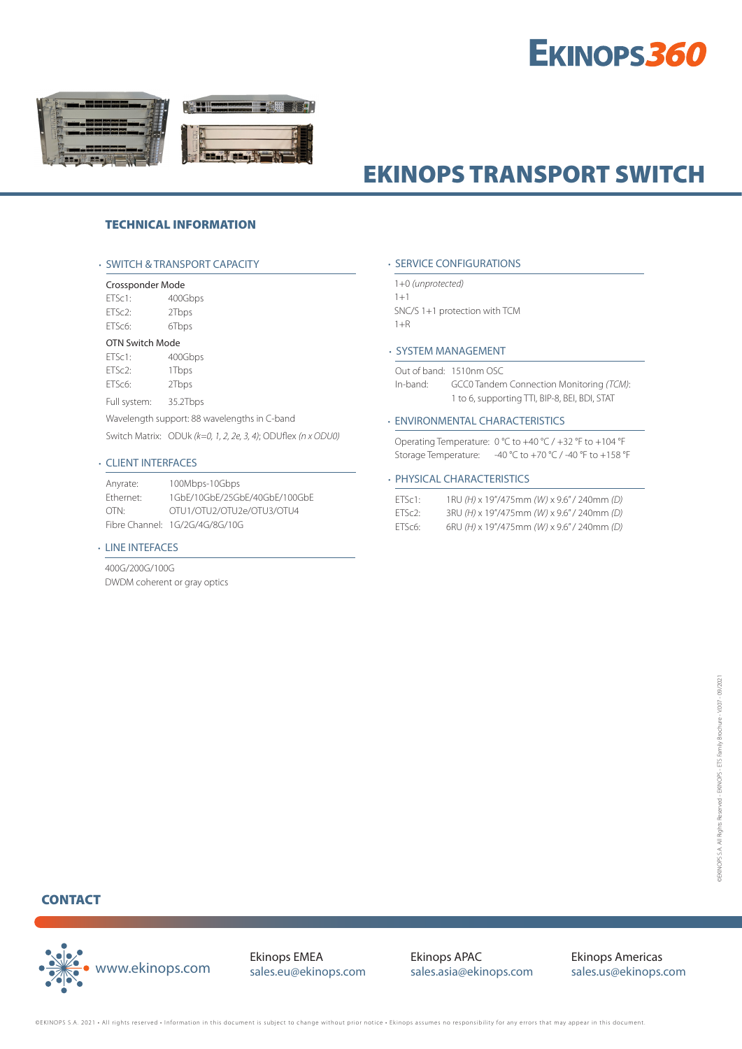# EKINOPS TRANSPORT SWITCH

## TECHNICAL INFORMATION

### SWITCH & TRANSPORT CAPACITY

Crossponder Mode

| | |
|---|---|
| ETSc1: | 400Gbps |
| ETSc2: | 2Tbps |
| ETSc6: | 6Tbps |

OTN Switch Mode

| | |
|---|---|
| ETSc1: | 400Gbps |
| ETSc2: | 1Tbps |
| ETSc6: | 2Tbps |

Full system: 35.2Tbps

Wavelength support: 88 wavelengths in C-band

Switch Matrix: ODUk *(k=0, 1, 2, 2e, 3, 4)*; ODUflex *(n x ODU0)*

### CLIENT INTERFACES

| | |
|---|---|
| Anyrate: | 100Mbps-10Gbps |
| Ethernet: | 1GbE/10GbE/25GbE/40GbE/100GbE |
| OTN: | OTU1/OTU2/OTU2e/OTU3/OTU4 |
| Fibre Channel: | 1G/2G/4G/8G/10G |

### LINE INTEFACES

400G/200G/100G
DWDM coherent or gray optics

### SERVICE CONFIGURATIONS

1+0 *(unprotected)*
1+1
SNC/S 1+1 protection with TCM
1+R

### SYSTEM MANAGEMENT

| | |
|---|---|
| Out of band: | 1510nm OSC |
| In-band: | GCC0 Tandem Connection Monitoring *(TCM)*: 1 to 6, supporting TTI, BIP-8, BEI, BDI, STAT |

### ENVIRONMENTAL CHARACTERISTICS

Operating Temperature: 0 °C to +40 °C / +32 °F to +104 °F
Storage Temperature: -40 °C to +70 °C / -40 °F to +158 °F

### PHYSICAL CHARACTERISTICS

| | |
|---|---|
| ETSc1: | 1RU *(H)* x 19"/475mm *(W)* x 9.6" / 240mm *(D)* |
| ETSc2: | 3RU *(H)* x 19"/475mm *(W)* x 9.6" / 240mm *(D)* |
| ETSc6: | 6RU *(H)* x 19"/475mm *(W)* x 9.6" / 240mm *(D)* |

©EKINOPS S.A. All Rights Reserved - EKINOPS - ETS Family Brochure - V007 - 09/2021

## CONTACT

www.ekinops.com

Ekinops EMEA
sales.eu@ekinops.com

Ekinops APAC
sales.asia@ekinops.com

Ekinops Americas
sales.us@ekinops.com

©EKINOPS S.A. 2021 • All rights reserved • Information in this document is subject to change without prior notice • Ekinops assumes no responsibility for any errors that may appear in this document.